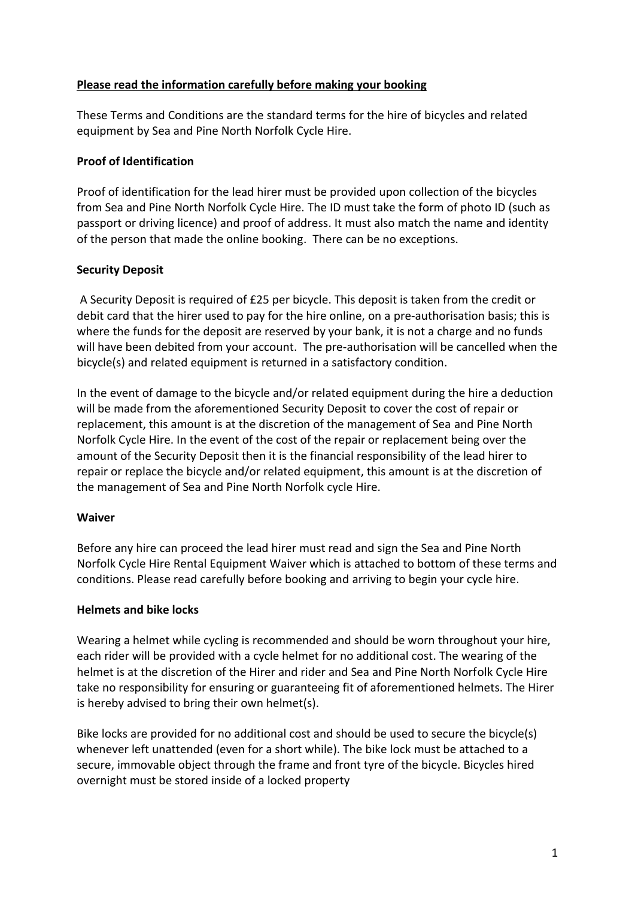**Please read the information carefully before making your booking**

These Terms and Conditions are the standard terms for the hire of bicycles and related equipment by Sea and Pine North Norfolk Cycle Hire.

**Proof of Identification**

Proof of identification for the lead hirer must be provided upon collection of the bicycles from Sea and Pine North Norfolk Cycle Hire. The ID must take the form of photo ID (such as passport or driving licence) and proof of address. It must also match the name and identity of the person that made the online booking. There can be no exceptions.

**Security Deposit**

A Security Deposit is required of £25 per bicycle. This deposit is taken from the credit or debit card that the hirer used to pay for the hire online, on a pre-authorisation basis; this is where the funds for the deposit are reserved by your bank, it is not a charge and no funds will have been debited from your account. The pre-authorisation will be cancelled when the bicycle(s) and related equipment is returned in a satisfactory condition.

In the event of damage to the bicycle and/or related equipment during the hire a deduction will be made from the aforementioned Security Deposit to cover the cost of repair or replacement, this amount is at the discretion of the management of Sea and Pine North Norfolk Cycle Hire. In the event of the cost of the repair or replacement being over the amount of the Security Deposit then it is the financial responsibility of the lead hirer to repair or replace the bicycle and/or related equipment, this amount is at the discretion of the management of Sea and Pine North Norfolk cycle Hire.

**Waiver**

Before any hire can proceed the lead hirer must read and sign the Sea and Pine North Norfolk Cycle Hire Rental Equipment Waiver which is attached to bottom of these terms and conditions. Please read carefully before booking and arriving to begin your cycle hire.

**Helmets and bike locks**

Wearing a helmet while cycling is recommended and should be worn throughout your hire, each rider will be provided with a cycle helmet for no additional cost. The wearing of the helmet is at the discretion of the Hirer and rider and Sea and Pine North Norfolk Cycle Hire take no responsibility for ensuring or guaranteeing fit of aforementioned helmets. The Hirer is hereby advised to bring their own helmet(s).

Bike locks are provided for no additional cost and should be used to secure the bicycle(s) whenever left unattended (even for a short while). The bike lock must be attached to a secure, immovable object through the frame and front tyre of the bicycle. Bicycles hired overnight must be stored inside of a locked property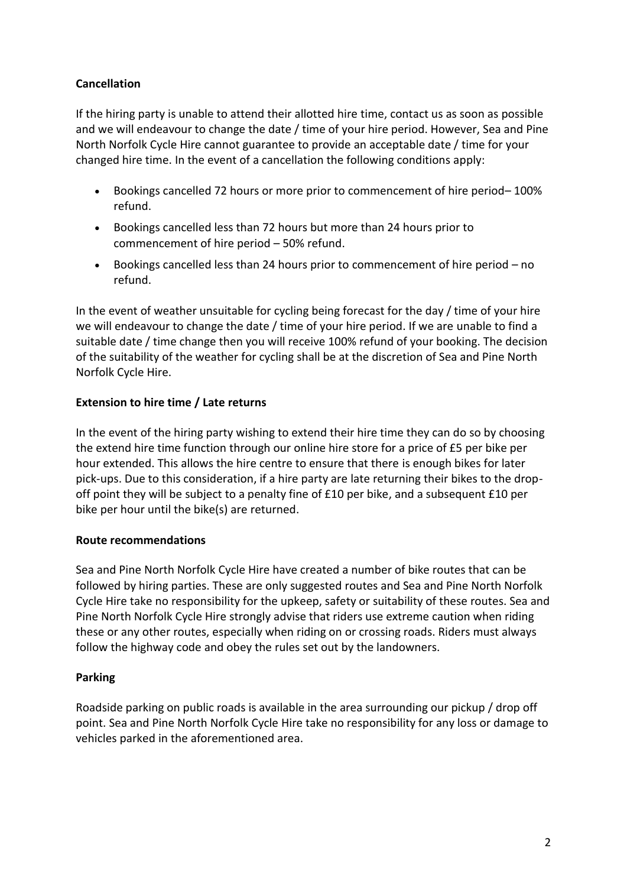**Cancellation**

If the hiring party is unable to attend their allotted hire time, contact us as soon as possible and we will endeavour to change the date / time of your hire period. However, Sea and Pine North Norfolk Cycle Hire cannot guarantee to provide an acceptable date / time for your changed hire time. In the event of a cancellation the following conditions apply:

- Bookings cancelled 72 hours or more prior to commencement of hire period– 100% refund.
- Bookings cancelled less than 72 hours but more than 24 hours prior to commencement of hire period – 50% refund.
- Bookings cancelled less than 24 hours prior to commencement of hire period – no refund.

In the event of weather unsuitable for cycling being forecast for the day / time of your hire we will endeavour to change the date / time of your hire period. If we are unable to find a suitable date / time change then you will receive 100% refund of your booking. The decision of the suitability of the weather for cycling shall be at the discretion of Sea and Pine North Norfolk Cycle Hire.

**Extension to hire time / Late returns**

In the event of the hiring party wishing to extend their hire time they can do so by choosing the extend hire time function through our online hire store for a price of £5 per bike per hour extended. This allows the hire centre to ensure that there is enough bikes for later pick-ups. Due to this consideration, if a hire party are late returning their bikes to the drop-off point they will be subject to a penalty fine of £10 per bike, and a subsequent £10 per bike per hour until the bike(s) are returned.

**Route recommendations**

Sea and Pine North Norfolk Cycle Hire have created a number of bike routes that can be followed by hiring parties. These are only suggested routes and Sea and Pine North Norfolk Cycle Hire take no responsibility for the upkeep, safety or suitability of these routes. Sea and Pine North Norfolk Cycle Hire strongly advise that riders use extreme caution when riding these or any other routes, especially when riding on or crossing roads. Riders must always follow the highway code and obey the rules set out by the landowners.

**Parking**

Roadside parking on public roads is available in the area surrounding our pickup / drop off point. Sea and Pine North Norfolk Cycle Hire take no responsibility for any loss or damage to vehicles parked in the aforementioned area.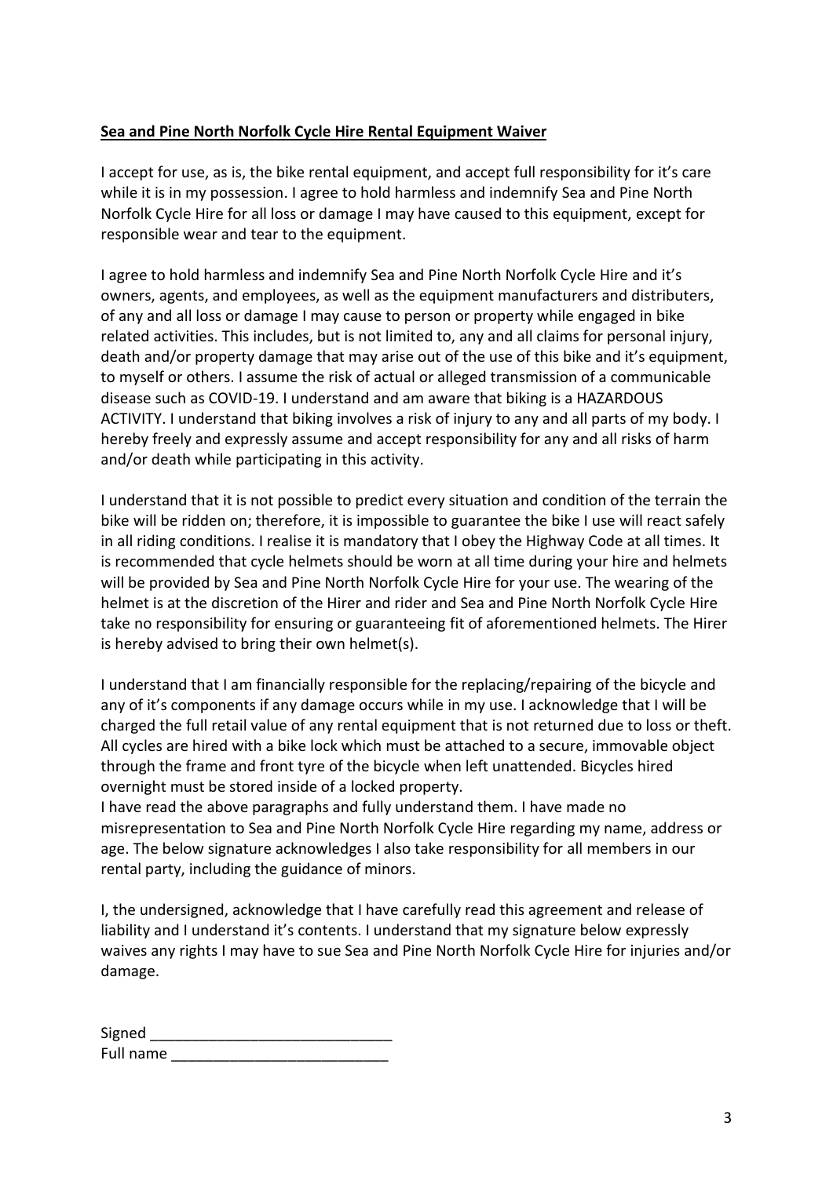**Sea and Pine North Norfolk Cycle Hire Rental Equipment Waiver**

I accept for use, as is, the bike rental equipment, and accept full responsibility for it's care while it is in my possession. I agree to hold harmless and indemnify Sea and Pine North Norfolk Cycle Hire for all loss or damage I may have caused to this equipment, except for responsible wear and tear to the equipment.

I agree to hold harmless and indemnify Sea and Pine North Norfolk Cycle Hire and it's owners, agents, and employees, as well as the equipment manufacturers and distributers, of any and all loss or damage I may cause to person or property while engaged in bike related activities. This includes, but is not limited to, any and all claims for personal injury, death and/or property damage that may arise out of the use of this bike and it's equipment, to myself or others. I assume the risk of actual or alleged transmission of a communicable disease such as COVID-19. I understand and am aware that biking is a HAZARDOUS ACTIVITY. I understand that biking involves a risk of injury to any and all parts of my body. I hereby freely and expressly assume and accept responsibility for any and all risks of harm and/or death while participating in this activity.

I understand that it is not possible to predict every situation and condition of the terrain the bike will be ridden on; therefore, it is impossible to guarantee the bike I use will react safely in all riding conditions. I realise it is mandatory that I obey the Highway Code at all times. It is recommended that cycle helmets should be worn at all time during your hire and helmets will be provided by Sea and Pine North Norfolk Cycle Hire for your use. The wearing of the helmet is at the discretion of the Hirer and rider and Sea and Pine North Norfolk Cycle Hire take no responsibility for ensuring or guaranteeing fit of aforementioned helmets. The Hirer is hereby advised to bring their own helmet(s).

I understand that I am financially responsible for the replacing/repairing of the bicycle and any of it's components if any damage occurs while in my use. I acknowledge that I will be charged the full retail value of any rental equipment that is not returned due to loss or theft. All cycles are hired with a bike lock which must be attached to a secure, immovable object through the frame and front tyre of the bicycle when left unattended. Bicycles hired overnight must be stored inside of a locked property.
I have read the above paragraphs and fully understand them. I have made no misrepresentation to Sea and Pine North Norfolk Cycle Hire regarding my name, address or age. The below signature acknowledges I also take responsibility for all members in our rental party, including the guidance of minors.

I, the undersigned, acknowledge that I have carefully read this agreement and release of liability and I understand it's contents. I understand that my signature below expressly waives any rights I may have to sue Sea and Pine North Norfolk Cycle Hire for injuries and/or damage.

Signed \_\_\_\_\_\_\_\_\_\_\_\_\_\_\_\_\_\_\_\_\_\_\_\_\_\_\_\_\_
Full name \_\_\_\_\_\_\_\_\_\_\_\_\_\_\_\_\_\_\_\_\_\_\_\_\_\_\_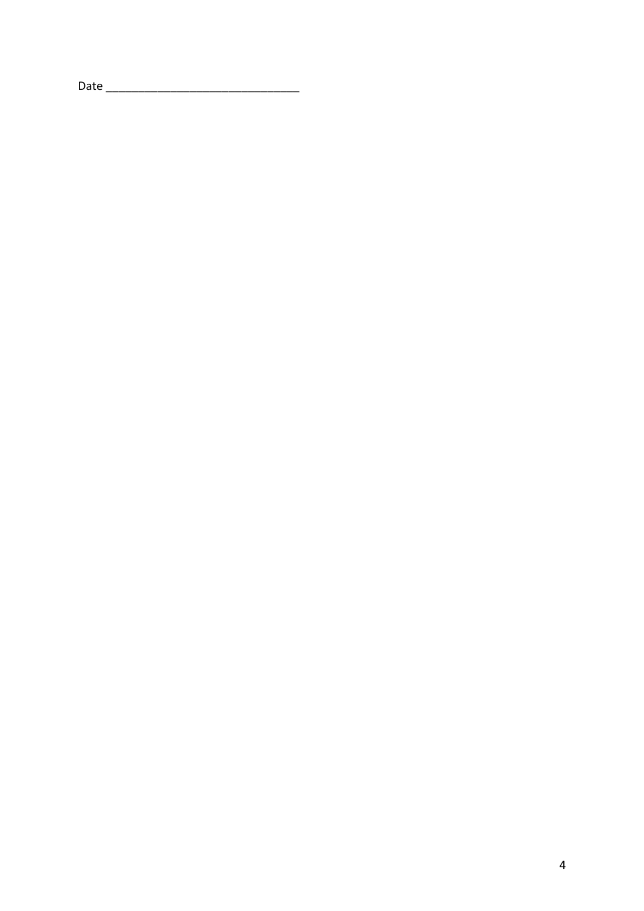Date _______________________________